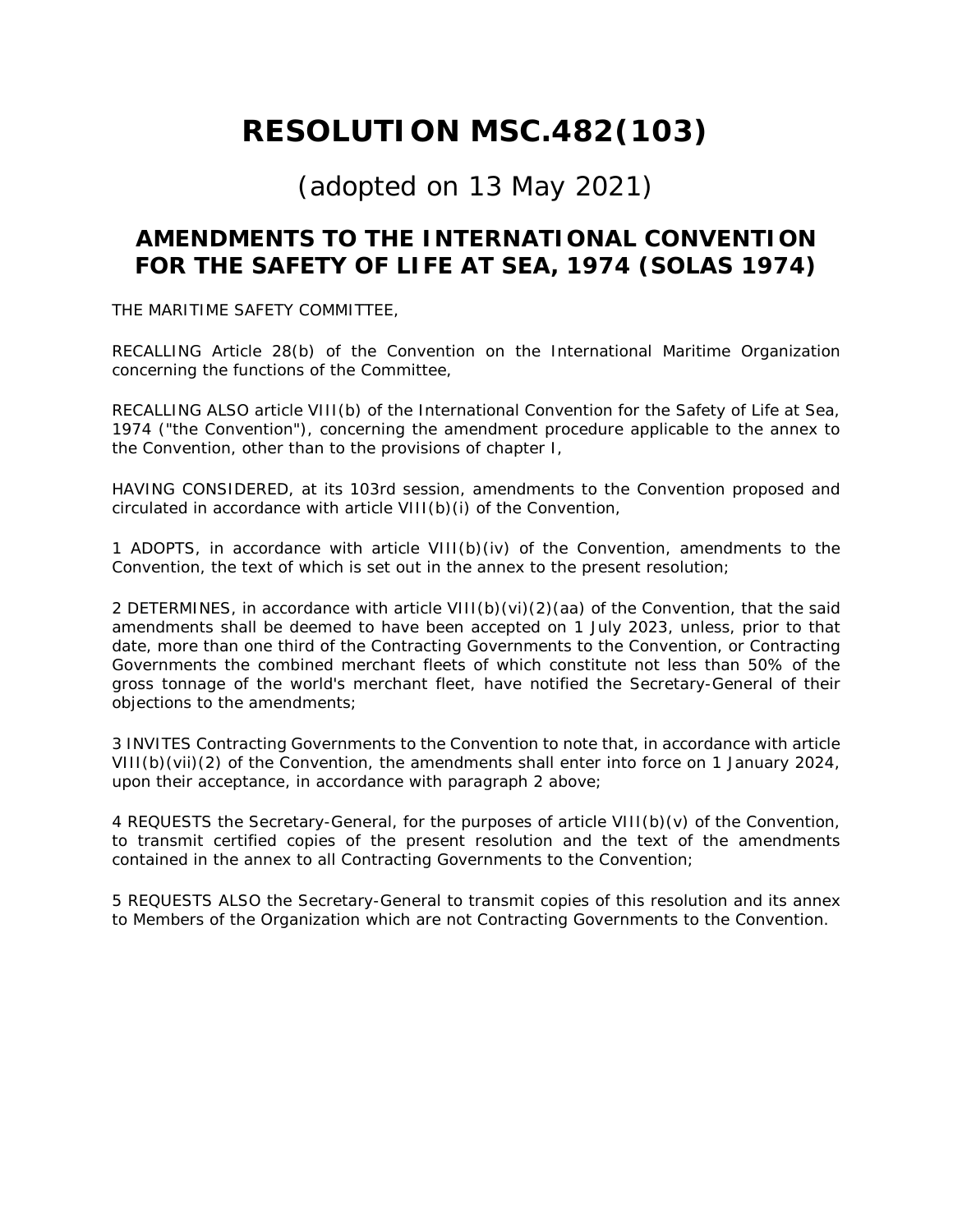# RESOLUTION MSC.482(103)

## (adopted on 13 May 2021)

## AMENDMENTS TO THE INTERNATIONAL CONVENTION FOR THE SAFETY OF LIFE AT SEA, 1974 (SOLAS 1974)

THE MARITIME SAFETY COMMITTEE,

RECALLING Article 28(b) of the Convention on the International Maritime Organization concerning the functions of the Committee,

RECALLING ALSO article VIII(b) of the International Convention for the Safety of Life at Sea, 1974 ("the Convention"), concerning the amendment procedure applicable to the annex to the Convention, other than to the provisions of chapter I,

HAVING CONSIDERED, at its 103rd session, amendments to the Convention proposed and circulated in accordance with article VIII(b)(i) of the Convention,

1 ADOPTS, in accordance with article VIII(b)(iv) of the Convention, amendments to the Convention, the text of which is set out in the annex to the present resolution;

2 DETERMINES, in accordance with article VIII(b)(vi)(2)(aa) of the Convention, that the said amendments shall be deemed to have been accepted on 1 July 2023, unless, prior to that date, more than one third of the Contracting Governments to the Convention, or Contracting Governments the combined merchant fleets of which constitute not less than 50% of the gross tonnage of the world's merchant fleet, have notified the Secretary-General of their objections to the amendments;

3 INVITES Contracting Governments to the Convention to note that, in accordance with article VIII(b)(vii)(2) of the Convention, the amendments shall enter into force on 1 January 2024, upon their acceptance, in accordance with paragraph 2 above;

4 REQUESTS the Secretary-General, for the purposes of article VIII(b)(v) of the Convention, to transmit certified copies of the present resolution and the text of the amendments contained in the annex to all Contracting Governments to the Convention;

5 REQUESTS ALSO the Secretary-General to transmit copies of this resolution and its annex to Members of the Organization which are not Contracting Governments to the Convention.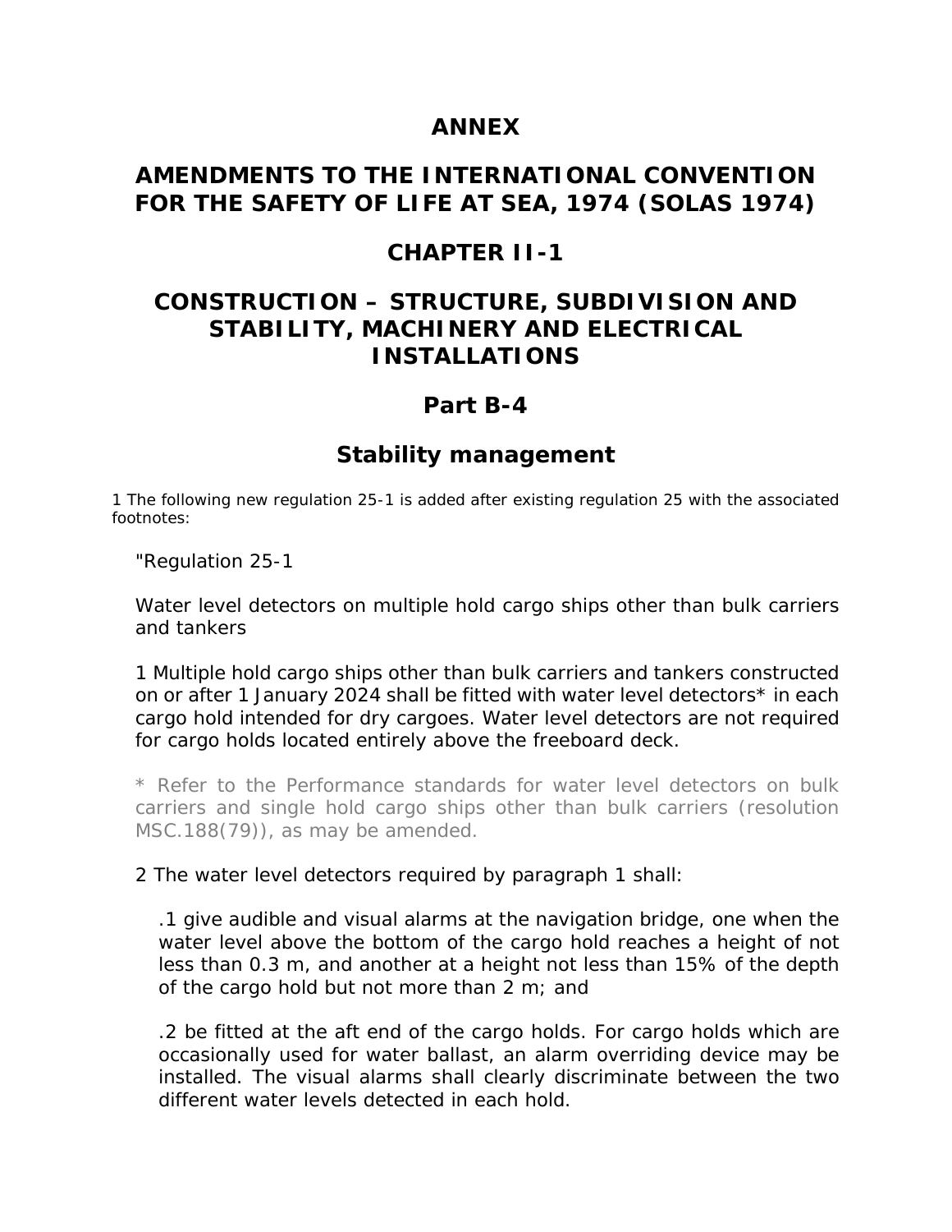# ANNEX

# AMENDMENTS TO THE INTERNATIONAL CONVENTION FOR THE SAFETY OF LIFE AT SEA, 1974 (SOLAS 1974)

## CHAPTER II-1

## CONSTRUCTION – STRUCTURE, SUBDIVISION AND STABILITY, MACHINERY AND ELECTRICAL INSTALLATIONS

### Part B-4

### Stability management

1 The following new regulation 25-1 is added after existing regulation 25 with the associated footnotes:

"Regulation 25-1

Water level detectors on multiple hold cargo ships other than bulk carriers and tankers

1 Multiple hold cargo ships other than bulk carriers and tankers constructed on or after 1 January 2024 shall be fitted with water level detectors* in each cargo hold intended for dry cargoes. Water level detectors are not required for cargo holds located entirely above the freeboard deck.

\* Refer to the Performance standards for water level detectors on bulk carriers and single hold cargo ships other than bulk carriers (resolution MSC.188(79)), as may be amended.

2 The water level detectors required by paragraph 1 shall:

.1 give audible and visual alarms at the navigation bridge, one when the water level above the bottom of the cargo hold reaches a height of not less than 0.3 m, and another at a height not less than 15% of the depth of the cargo hold but not more than 2 m; and

.2 be fitted at the aft end of the cargo holds. For cargo holds which are occasionally used for water ballast, an alarm overriding device may be installed. The visual alarms shall clearly discriminate between the two different water levels detected in each hold.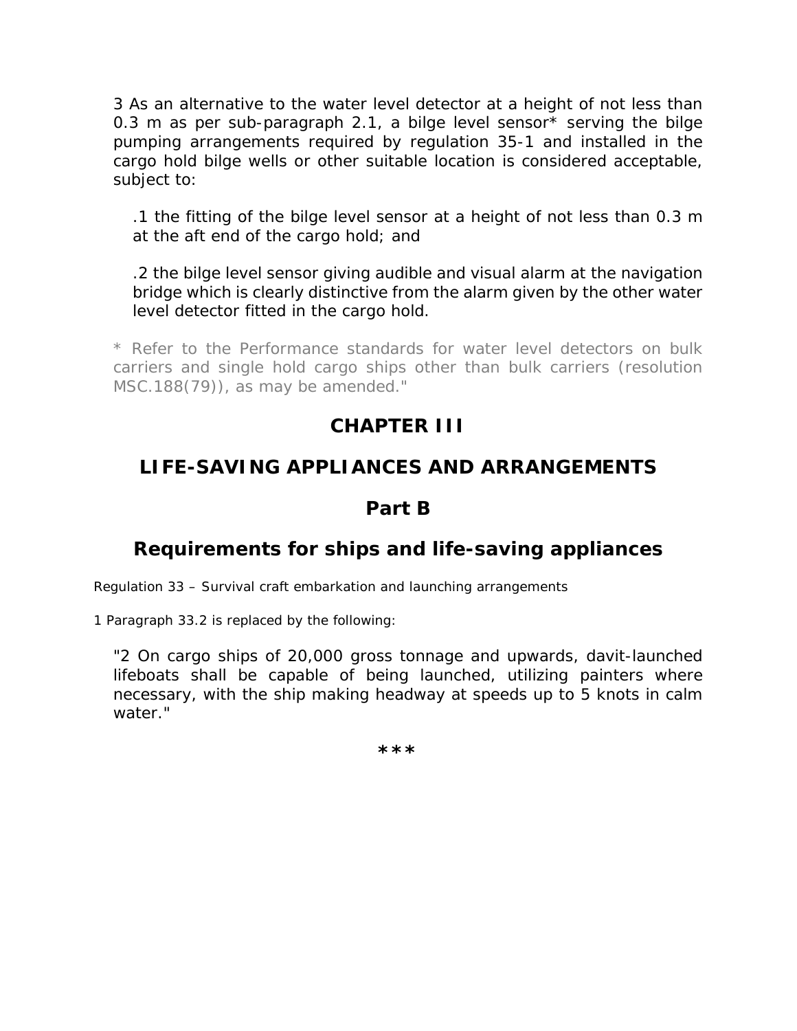3 As an alternative to the water level detector at a height of not less than 0.3 m as per sub-paragraph 2.1, a bilge level sensor* serving the bilge pumping arrangements required by regulation 35-1 and installed in the cargo hold bilge wells or other suitable location is considered acceptable, subject to:

> .1 the fitting of the bilge level sensor at a height of not less than 0.3 m at the aft end of the cargo hold; and
>
> .2 the bilge level sensor giving audible and visual alarm at the navigation bridge which is clearly distinctive from the alarm given by the other water level detector fitted in the cargo hold.

* Refer to the Performance standards for water level detectors on bulk carriers and single hold cargo ships other than bulk carriers (resolution MSC.188(79)), as may be amended."

## CHAPTER III

## LIFE-SAVING APPLIANCES AND ARRANGEMENTS

## Part B

## Requirements for ships and life-saving appliances

Regulation 33 – Survival craft embarkation and launching arrangements

1 Paragraph 33.2 is replaced by the following:

> "2 On cargo ships of 20,000 gross tonnage and upwards, davit-launched lifeboats shall be capable of being launched, utilizing painters where necessary, with the ship making headway at speeds up to 5 knots in calm water."

***